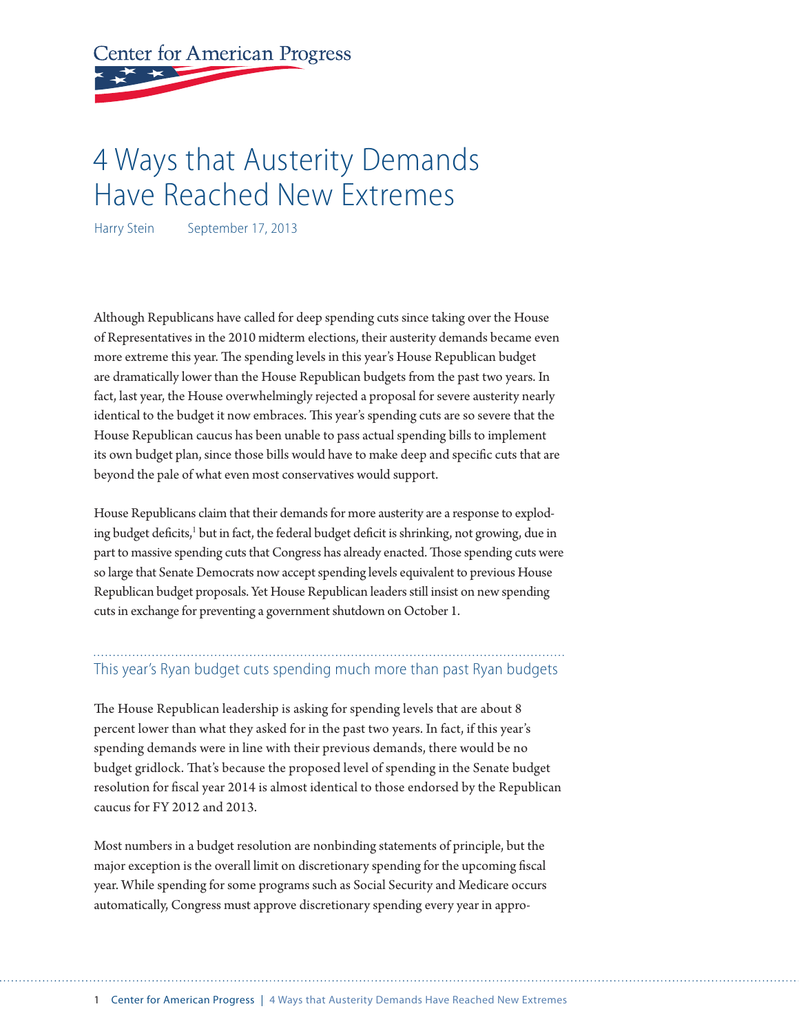Center for American Progress

# 4 Ways that Austerity Demands Have Reached New Extremes

Harry Stein September 17, 2013

Although Republicans have called for deep spending cuts since taking over the House of Representatives in the 2010 midterm elections, their austerity demands became even more extreme this year. The spending levels in this year's House Republican budget are dramatically lower than the House Republican budgets from the past two years. In fact, last year, the House overwhelmingly rejected a proposal for severe austerity nearly identical to the budget it now embraces. This year's spending cuts are so severe that the House Republican caucus has been unable to pass actual spending bills to implement its own budget plan, since those bills would have to make deep and specific cuts that are beyond the pale of what even most conservatives would support.

House Republicans claim that their demands for more austerity are a response to exploding budget deficits,[1] but in fact, the federal budget deficit is shrinking, not growing, due in part to massive spending cuts that Congress has already enacted. Those spending cuts were so large that Senate Democrats now accept spending levels equivalent to previous House Republican budget proposals. Yet House Republican leaders still insist on new spending cuts in exchange for preventing a government shutdown on October 1.

## This year's Ryan budget cuts spending much more than past Ryan budgets

The House Republican leadership is asking for spending levels that are about 8 percent lower than what they asked for in the past two years. In fact, if this year's spending demands were in line with their previous demands, there would be no budget gridlock. That's because the proposed level of spending in the Senate budget resolution for fiscal year 2014 is almost identical to those endorsed by the Republican caucus for FY 2012 and 2013.

Most numbers in a budget resolution are nonbinding statements of principle, but the major exception is the overall limit on discretionary spending for the upcoming fiscal year. While spending for some programs such as Social Security and Medicare occurs automatically, Congress must approve discretionary spending every year in appro-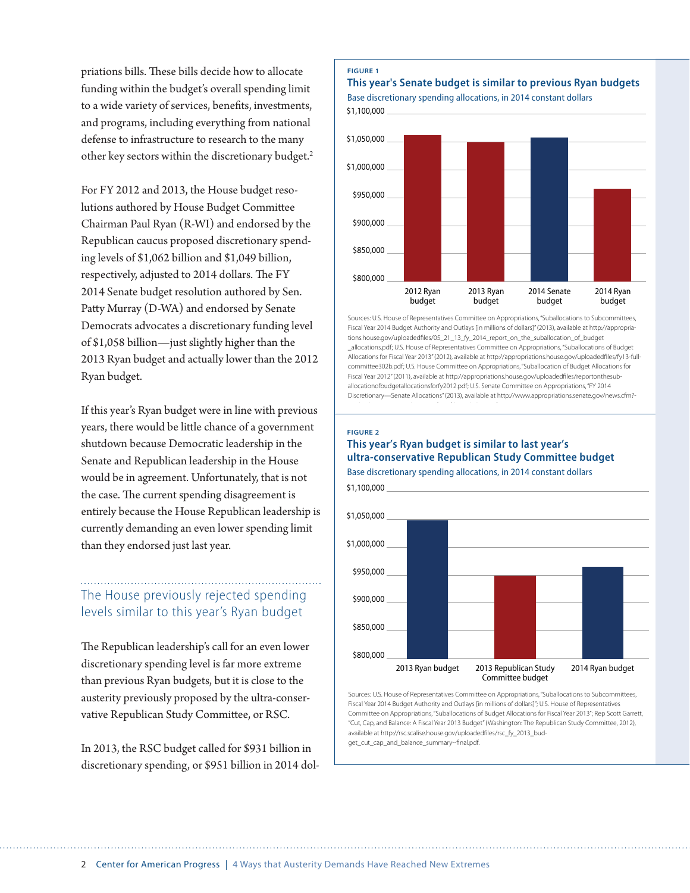priations bills. These bills decide how to allocate funding within the budget's overall spending limit to a wide variety of services, benefits, investments, and programs, including everything from national defense to infrastructure to research to the many other key sectors within the discretionary budget.[2]

For FY 2012 and 2013, the House budget resolutions authored by House Budget Committee Chairman Paul Ryan (R-WI) and endorsed by the Republican caucus proposed discretionary spending levels of $1,062 billion and $1,049 billion, respectively, adjusted to 2014 dollars. The FY 2014 Senate budget resolution authored by Sen. Patty Murray (D-WA) and endorsed by Senate Democrats advocates a discretionary funding level of $1,058 billion—just slightly higher than the 2013 Ryan budget and actually lower than the 2012 Ryan budget.

If this year's Ryan budget were in line with previous years, there would be little chance of a government shutdown because Democratic leadership in the Senate and Republican leadership in the House would be in agreement. Unfortunately, that is not the case. The current spending disagreement is entirely because the House Republican leadership is currently demanding an even lower spending limit than they endorsed just last year.

## The House previously rejected spending levels similar to this year's Ryan budget

The Republican leadership's call for an even lower discretionary spending level is far more extreme than previous Ryan budgets, but it is close to the austerity previously proposed by the ultra-conservative Republican Study Committee, or RSC.

In 2013, the RSC budget called for $931 billion in discretionary spending, or $951 billion in 2014 dol-

**FIGURE 1**

**This year's Senate budget is similar to previous Ryan budgets**

Base discretionary spending allocations, in 2014 constant dollars

Sources: U.S. House of Representatives Committee on Appropriations, "Suballocations to Subcommittees, Fiscal Year 2014 Budget Authority and Outlays [in millions of dollars]" (2013), available at http://appropriations.house.gov/uploadedfiles/05_21_13_fy_2014_report_on_the_suballocation_of_budget_allocations.pdf; U.S. House of Representatives Committee on Appropriations, "Suballocations of Budget Allocations for Fiscal Year 2013" (2012), available at http://appropriations.house.gov/uploadedfiles/fy13-full-committee302b.pdf; U.S. House Committee on Appropriations, "Suballocation of Budget Allocations for Fiscal Year 2012" (2011), available at http://appropriations.house.gov/uploadedfiles/reportonthesuballocationofbudgetallocationsforfy2012.pdf; U.S. Senate Committee on Appropriations, "FY 2014 Discretionary—Senate Allocations" (2013), available at http://www.appropriations.senate.gov/news.cfm?-

**FIGURE 2**

**This year's Ryan budget is similar to last year's ultra-conservative Republican Study Committee budget**

Base discretionary spending allocations, in 2014 constant dollars

Sources: U.S. House of Representatives Committee on Appropriations, "Suballocations to Subcommittees, Fiscal Year 2014 Budget Authority and Outlays [in millions of dollars]"; U.S. House of Representatives Committee on Appropriations, "Suballocations of Budget Allocations for Fiscal Year 2013"; Rep Scott Garrett, "Cut, Cap, and Balance: A Fiscal Year 2013 Budget" (Washington: The Republican Study Committee, 2012), available at http://rsc.scalise.house.gov/uploadedfiles/rsc_fy_2013_budget_cut_cap_and_balance_summary--final.pdf.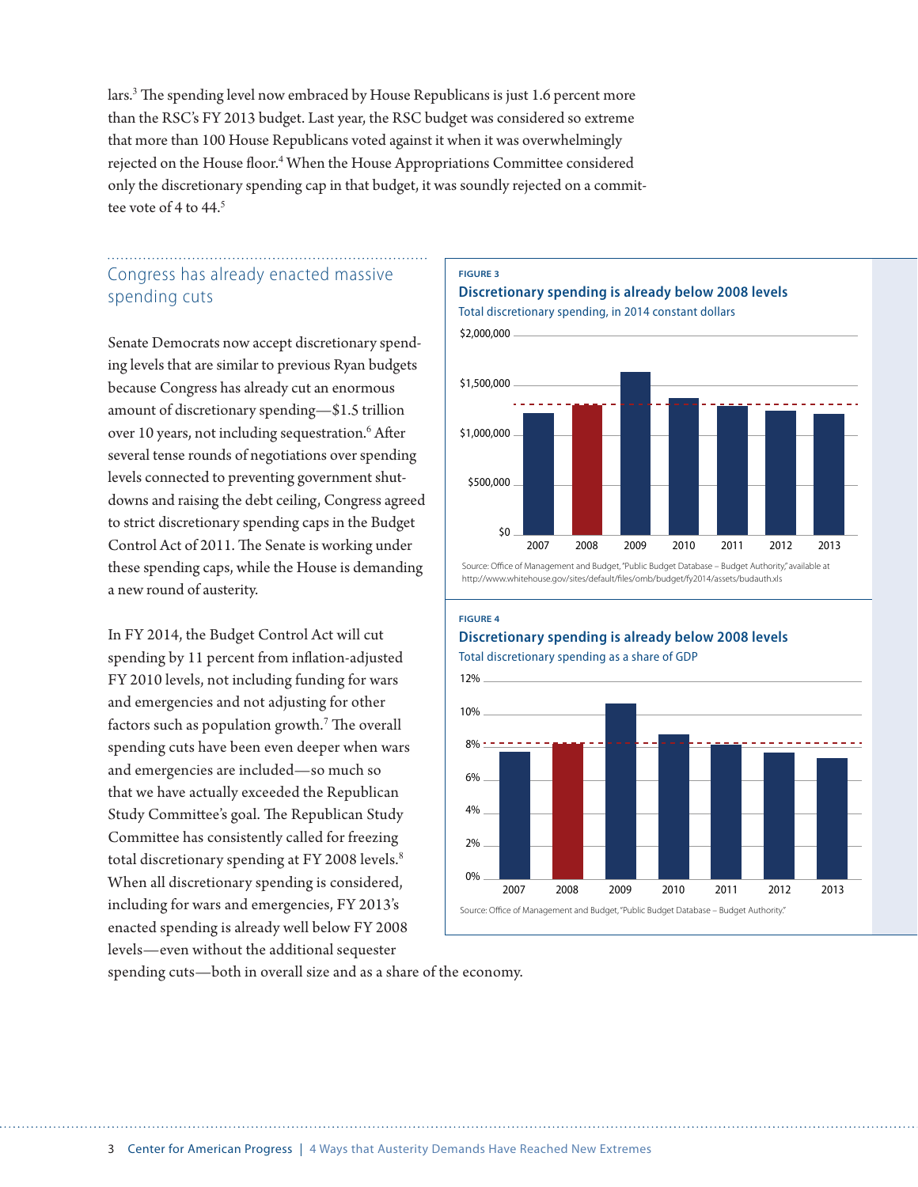lars.[3] The spending level now embraced by House Republicans is just 1.6 percent more than the RSC's FY 2013 budget. Last year, the RSC budget was considered so extreme that more than 100 House Republicans voted against it when it was overwhelmingly rejected on the House floor.[4] When the House Appropriations Committee considered only the discretionary spending cap in that budget, it was soundly rejected on a committee vote of 4 to 44.[5]

## Congress has already enacted massive spending cuts

Senate Democrats now accept discretionary spending levels that are similar to previous Ryan budgets because Congress has already cut an enormous amount of discretionary spending—$1.5 trillion over 10 years, not including sequestration.[6] After several tense rounds of negotiations over spending levels connected to preventing government shutdowns and raising the debt ceiling, Congress agreed to strict discretionary spending caps in the Budget Control Act of 2011. The Senate is working under these spending caps, while the House is demanding a new round of austerity.

In FY 2014, the Budget Control Act will cut spending by 11 percent from inflation-adjusted FY 2010 levels, not including funding for wars and emergencies and not adjusting for other factors such as population growth.[7] The overall spending cuts have been even deeper when wars and emergencies are included—so much so that we have actually exceeded the Republican Study Committee's goal. The Republican Study Committee has consistently called for freezing total discretionary spending at FY 2008 levels.[8] When all discretionary spending is considered, including for wars and emergencies, FY 2013's enacted spending is already well below FY 2008 levels—even without the additional sequester spending cuts—both in overall size and as a share of the economy.

**FIGURE 3**

**Discretionary spending is already below 2008 levels**

Total discretionary spending, in 2014 constant dollars

Source: Office of Management and Budget, "Public Budget Database – Budget Authority," available at http://www.whitehouse.gov/sites/default/files/omb/budget/fy2014/assets/budauth.xls

**FIGURE 4**

**Discretionary spending is already below 2008 levels**

Total discretionary spending as a share of GDP

Source: Office of Management and Budget, "Public Budget Database – Budget Authority."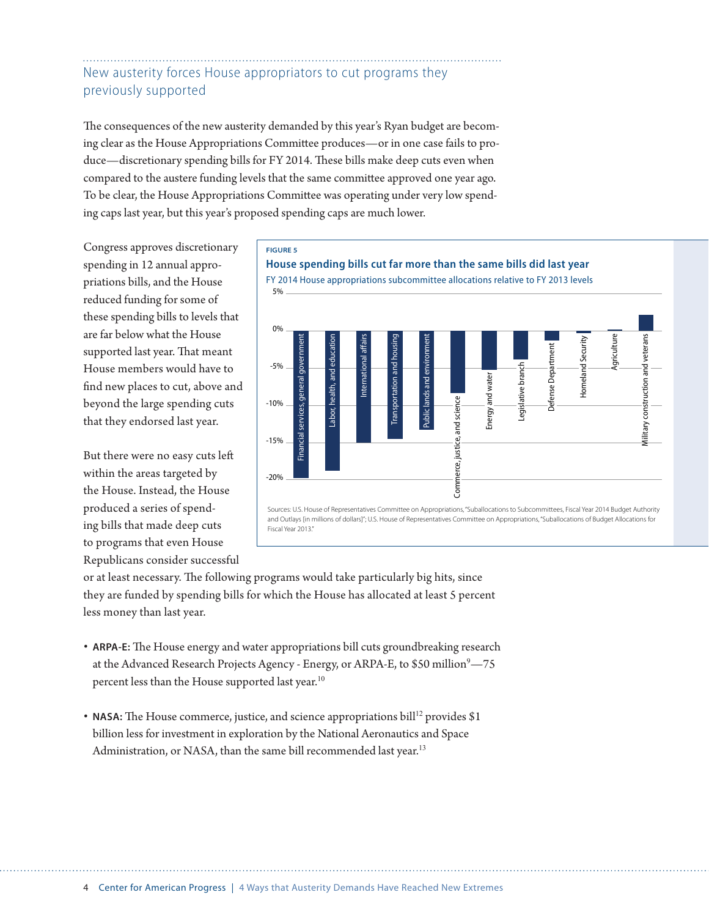## New austerity forces House appropriators to cut programs they previously supported

The consequences of the new austerity demanded by this year's Ryan budget are becoming clear as the House Appropriations Committee produces—or in one case fails to produce—discretionary spending bills for FY 2014. These bills make deep cuts even when compared to the austere funding levels that the same committee approved one year ago. To be clear, the House Appropriations Committee was operating under very low spending caps last year, but this year's proposed spending caps are much lower.

Congress approves discretionary spending in 12 annual appropriations bills, and the House reduced funding for some of these spending bills to levels that are far below what the House supported last year. That meant House members would have to find new places to cut, above and beyond the large spending cuts that they endorsed last year.

But there were no easy cuts left within the areas targeted by the House. Instead, the House produced a series of spending bills that made deep cuts to programs that even House Republicans consider successful or at least necessary. The following programs would take particularly big hits, since they are funded by spending bills for which the House has allocated at least 5 percent less money than last year.

**FIGURE 5**

**House spending bills cut far more than the same bills did last year**

FY 2014 House appropriations subcommittee allocations relative to FY 2013 levels

Bars (left to right): Financial services, general government; Labor, health, and education; International affairs; Transportation and housing; Public lands and environment; Commerce, justice, and science; Energy and water; Legislative branch; Defense Department; Homeland Security; Agriculture; Military construction and veterans

Axis: 5%, 0%, -5%, -10%, -15%, -20%

Sources: U.S. House of Representatives Committee on Appropriations, "Suballocations to Subcommittees, Fiscal Year 2014 Budget Authority and Outlays [in millions of dollars]"; U.S. House of Representatives Committee on Appropriations, "Suballocations of Budget Allocations for Fiscal Year 2013."

- **ARPA-E:** The House energy and water appropriations bill cuts groundbreaking research at the Advanced Research Projects Agency - Energy, or ARPA-E, to $50 million[9]—75 percent less than the House supported last year.[10]
- **NASA:** The House commerce, justice, and science appropriations bill[12] provides $1 billion less for investment in exploration by the National Aeronautics and Space Administration, or NASA, than the same bill recommended last year.[13]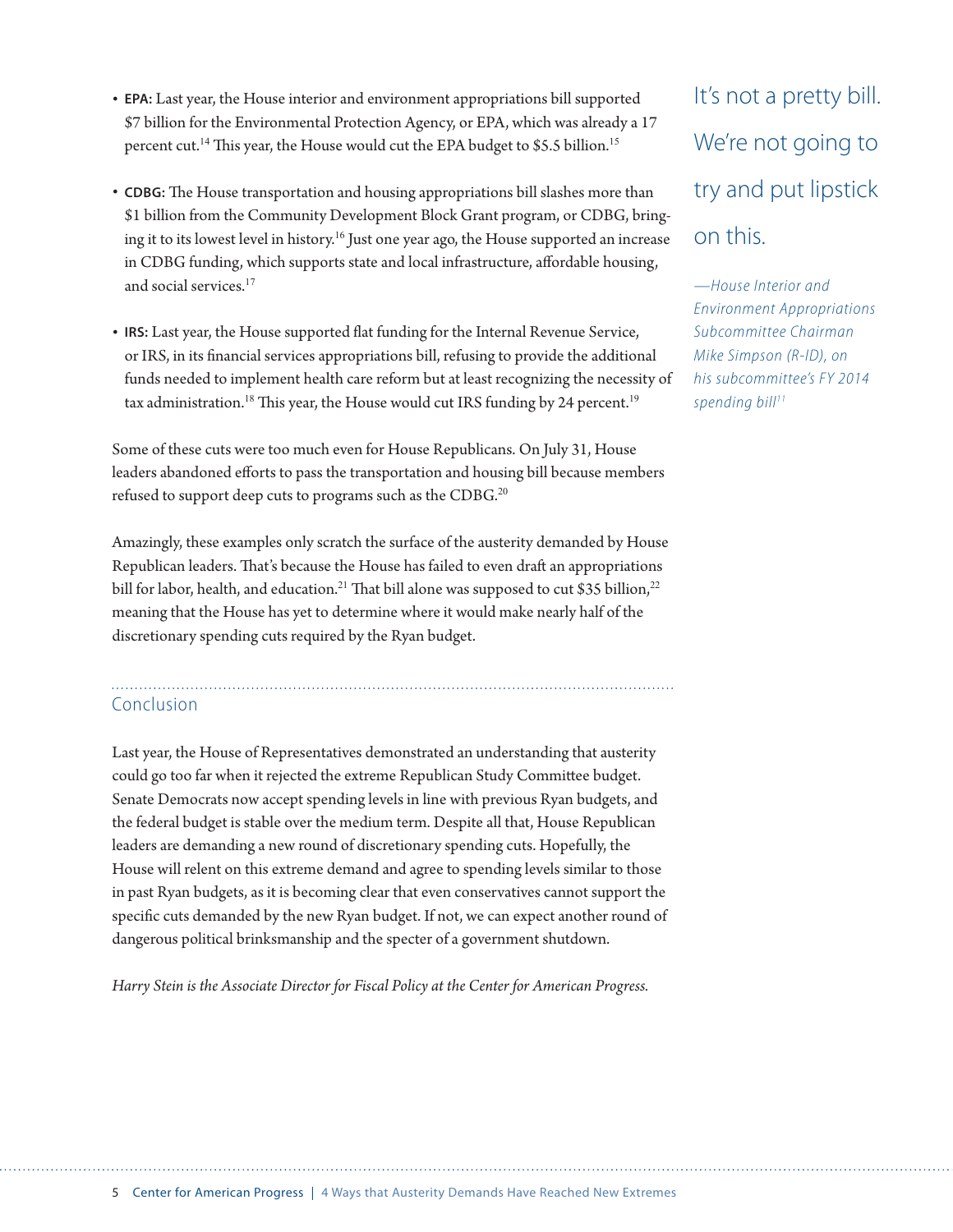- **EPA:** Last year, the House interior and environment appropriations bill supported $7 billion for the Environmental Protection Agency, or EPA, which was already a 17 percent cut.[14] This year, the House would cut the EPA budget to $5.5 billion.[15]

- **CDBG:** The House transportation and housing appropriations bill slashes more than $1 billion from the Community Development Block Grant program, or CDBG, bringing it to its lowest level in history.[16] Just one year ago, the House supported an increase in CDBG funding, which supports state and local infrastructure, affordable housing, and social services.[17]

- **IRS:** Last year, the House supported flat funding for the Internal Revenue Service, or IRS, in its financial services appropriations bill, refusing to provide the additional funds needed to implement health care reform but at least recognizing the necessity of tax administration.[18] This year, the House would cut IRS funding by 24 percent.[19]

Some of these cuts were too much even for House Republicans. On July 31, House leaders abandoned efforts to pass the transportation and housing bill because members refused to support deep cuts to programs such as the CDBG.[20]

Amazingly, these examples only scratch the surface of the austerity demanded by House Republican leaders. That's because the House has failed to even draft an appropriations bill for labor, health, and education.[21] That bill alone was supposed to cut $35 billion,[22] meaning that the House has yet to determine where it would make nearly half of the discretionary spending cuts required by the Ryan budget.

> It's not a pretty bill. We're not going to try and put lipstick on this.
>
> *—House Interior and Environment Appropriations Subcommittee Chairman Mike Simpson (R-ID), on his subcommittee's FY 2014 spending bill[11]*

## Conclusion

Last year, the House of Representatives demonstrated an understanding that austerity could go too far when it rejected the extreme Republican Study Committee budget. Senate Democrats now accept spending levels in line with previous Ryan budgets, and the federal budget is stable over the medium term. Despite all that, House Republican leaders are demanding a new round of discretionary spending cuts. Hopefully, the House will relent on this extreme demand and agree to spending levels similar to those in past Ryan budgets, as it is becoming clear that even conservatives cannot support the specific cuts demanded by the new Ryan budget. If not, we can expect another round of dangerous political brinksmanship and the specter of a government shutdown.

*Harry Stein is the Associate Director for Fiscal Policy at the Center for American Progress.*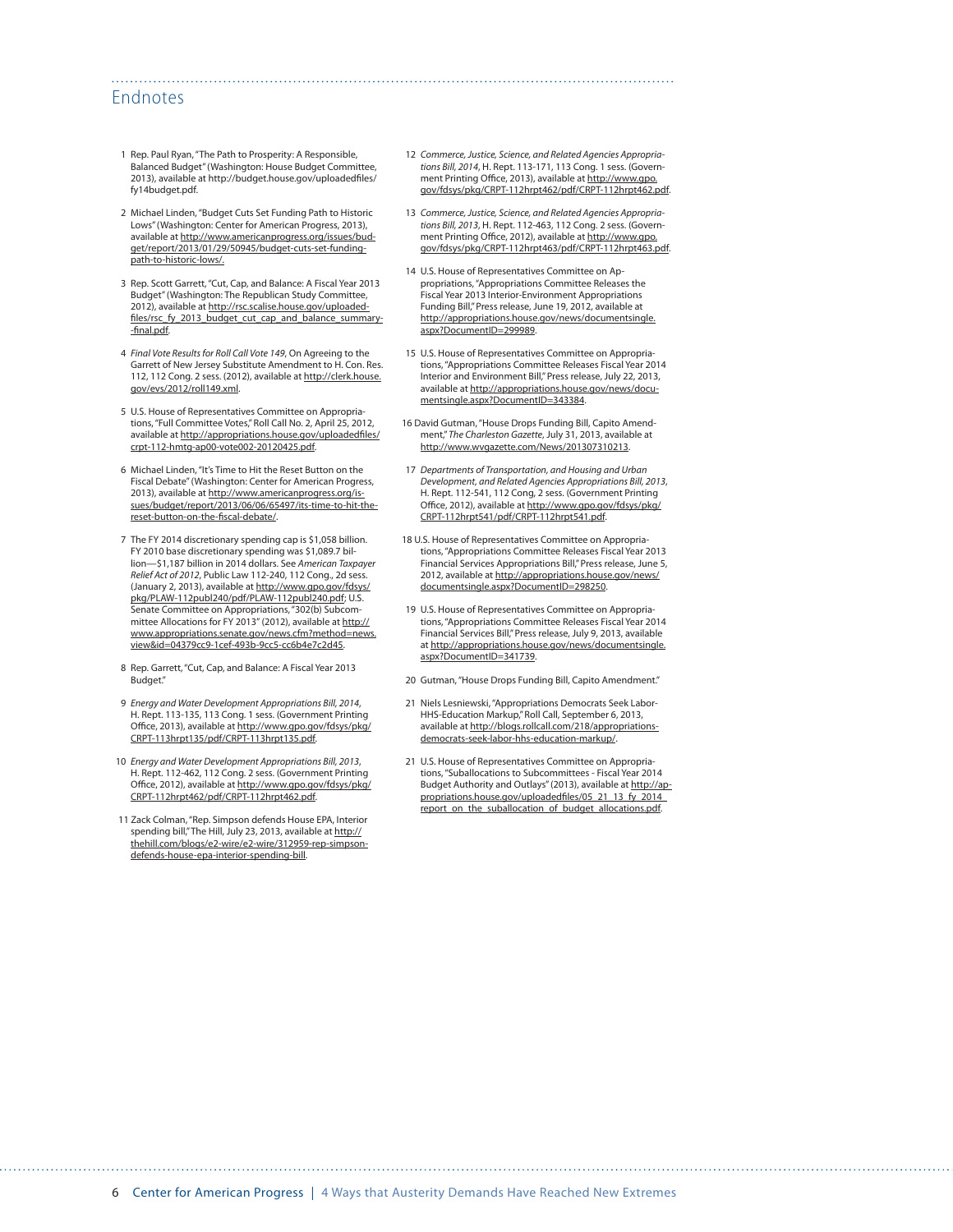## Endnotes

1 Rep. Paul Ryan, "The Path to Prosperity: A Responsible, Balanced Budget" (Washington: House Budget Committee, 2013), available at http://budget.house.gov/uploadedfiles/fy14budget.pdf.

2 Michael Linden, "Budget Cuts Set Funding Path to Historic Lows" (Washington: Center for American Progress, 2013), available at http://www.americanprogress.org/issues/budget/report/2013/01/29/50945/budget-cuts-set-funding-path-to-historic-lows/.

3 Rep. Scott Garrett, "Cut, Cap, and Balance: A Fiscal Year 2013 Budget" (Washington: The Republican Study Committee, 2012), available at http://rsc.scalise.house.gov/uploadedfiles/rsc_fy_2013_budget_cut_cap_and_balance_summary-final.pdf.

4 *Final Vote Results for Roll Call Vote 149*, On Agreeing to the Garrett of New Jersey Substitute Amendment to H. Con. Res. 112, 112 Cong. 2 sess. (2012), available at http://clerk.house.gov/evs/2012/roll149.xml.

5 U.S. House of Representatives Committee on Appropriations, "Full Committee Votes," Roll Call No. 2, April 25, 2012, available at http://www.appropriations.house.gov/uploadedfiles/crpt-112-hmtg-ap00-vote002-20120425.pdf.

6 Michael Linden, "It's Time to Hit the Reset Button on the Fiscal Debate" (Washington: Center for American Progress, 2013), available at http://www.americanprogress.org/issues/budget/report/2013/06/06/65497/its-time-to-hit-the-reset-button-on-the-fiscal-debate/.

7 The FY 2014 discretionary spending cap is $1,058 billion. FY 2010 base discretionary spending was $1,089.7 billion—$1,187 billion in 2014 dollars. See *American Taxpayer Relief Act of 2012*, Public Law 112-240, 112 Cong., 2d sess. (January 2, 2013), available at http://www.gpo.gov/fdsys/pkg/PLAW-112publ240/pdf/PLAW-112publ240.pdf; U.S. Senate Committee on Appropriations, "302(b) Subcommittee Allocations for FY 2013" (2012), available at http://www.appropriations.senate.gov/news.cfm?method=news.view&id=04379cc9-1cef-493b-9cc5-cc6b4e7c2d45.

8 Rep. Garrett, "Cut, Cap, and Balance: A Fiscal Year 2013 Budget."

9 *Energy and Water Development Appropriations Bill, 2014*, H. Rept. 113-135, 113 Cong. 1 sess. (Government Printing Office, 2013), available at http://www.gpo.gov/fdsys/pkg/CRPT-113hrpt135/pdf/CRPT-113hrpt135.pdf.

10 *Energy and Water Development Appropriations Bill, 2013*, H. Rept. 112-462, 112 Cong. 2 sess. (Government Printing Office, 2012), available at http://www.gpo.gov/fdsys/pkg/CRPT-112hrpt462/pdf/CRPT-112hrpt462.pdf.

11 Zack Colman, "Rep. Simpson defends House EPA, Interior spending bill," The Hill, July 23, 2013, available at http://thehill.com/blogs/e2-wire/e2-wire/312959-rep-simpson-defends-house-epa-interior-spending-bill.

12 *Commerce, Justice, Science, and Related Agencies Appropriations Bill, 2014*, H. Rept. 113-171, 113 Cong. 1 sess. (Government Printing Office, 2013), available at http://www.gpo.gov/fdsys/pkg/CRPT-112hrpt462/pdf/CRPT-112hrpt462.pdf.

13 *Commerce, Justice, Science, and Related Agencies Appropriations Bill, 2013*, H. Rept. 112-463, 112 Cong. 2 sess. (Government Printing Office, 2012), available at http://www.gpo.gov/fdsys/pkg/CRPT-112hrpt463/pdf/CRPT-112hrpt463.pdf.

14 U.S. House of Representatives Committee on Appropriations, "Appropriations Committee Releases the Fiscal Year 2013 Interior-Environment Appropriations Funding Bill," Press release, June 19, 2012, available at http://appropriations.house.gov/news/documentsingle.aspx?DocumentID=299989.

15 U.S. House of Representatives Committee on Appropriations, "Appropriations Committee Releases Fiscal Year 2014 Interior and Environment Bill," Press release, July 22, 2013, available at http://appropriations.house.gov/news/documentsingle.aspx?DocumentID=343384.

16 David Gutman, "House Drops Funding Bill, Capito Amendment," *The Charleston Gazette*, July 31, 2013, available at http://www.wvgazette.com/News/201307310213.

17 *Departments of Transportation, and Housing and Urban Development, and Related Agencies Appropriations Bill, 2013*, H. Rept. 112-541, 112 Cong, 2 sess. (Government Printing Office, 2012), available at http://www.gpo.gov/fdsys/pkg/CRPT-112hrpt541/pdf/CRPT-112hrpt541.pdf.

18 U.S. House of Representatives Committee on Appropriations, "Appropriations Committee Releases Fiscal Year 2013 Financial Services Appropriations Bill," Press release, June 5, 2012, available at http://appropriations.house.gov/news/documentsingle.aspx?DocumentID=298250.

19 U.S. House of Representatives Committee on Appropriations, "Appropriations Committee Releases Fiscal Year 2014 Financial Services Bill," Press release, July 9, 2013, available at http://appropriations.house.gov/news/documentsingle.aspx?DocumentID=341739.

20 Gutman, "House Drops Funding Bill, Capito Amendment."

21 Niels Lesniewski, "Appropriations Democrats Seek Labor-HHS-Education Markup," Roll Call, September 6, 2013, available at http://blogs.rollcall.com/218/appropriations-democrats-seek-labor-hhs-education-markup/.

21 U.S. House of Representatives Committee on Appropriations, "Suballocations to Subcommittees - Fiscal Year 2014 Budget Authority and Outlays" (2013), available at http://appropriations.house.gov/uploadedfiles/05_21_13_fy_2014_report_on_the_suballocation_of_budget_allocations.pdf.